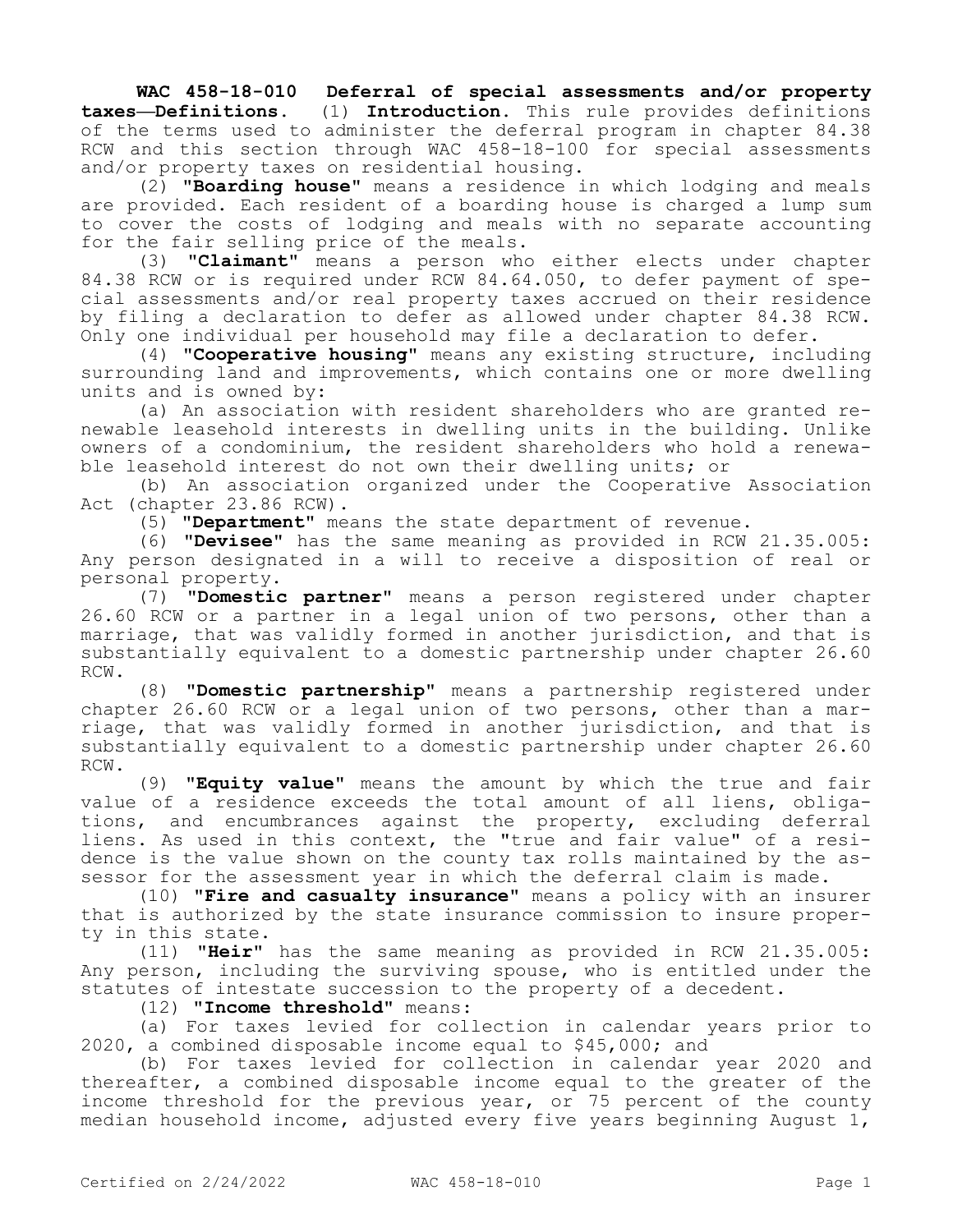**WAC 458-18-010 Deferral of special assessments and/or property taxes—Definitions.** (1) **Introduction.** This rule provides definitions of the terms used to administer the deferral program in chapter 84.38 RCW and this section through WAC 458-18-100 for special assessments and/or property taxes on residential housing.

(2) "**Boarding house**" means a residence in which lodging and meals are provided. Each resident of a boarding house is charged a lump sum to cover the costs of lodging and meals with no separate accounting for the fair selling price of the meals.

(3) "**Claimant**" means a person who either elects under chapter 84.38 RCW or is required under RCW 84.64.050, to defer payment of special assessments and/or real property taxes accrued on their residence by filing a declaration to defer as allowed under chapter 84.38 RCW. Only one individual per household may file a declaration to defer.

(4) "**Cooperative housing**" means any existing structure, including surrounding land and improvements, which contains one or more dwelling units and is owned by:

(a) An association with resident shareholders who are granted renewable leasehold interests in dwelling units in the building. Unlike owners of a condominium, the resident shareholders who hold a renewable leasehold interest do not own their dwelling units; or

(b) An association organized under the Cooperative Association Act (chapter 23.86 RCW).

(5) "**Department**" means the state department of revenue.

(6) "**Devisee**" has the same meaning as provided in RCW 21.35.005: Any person designated in a will to receive a disposition of real or personal property.

(7) "**Domestic partner**" means a person registered under chapter 26.60 RCW or a partner in a legal union of two persons, other than a marriage, that was validly formed in another jurisdiction, and that is substantially equivalent to a domestic partnership under chapter 26.60 RCW.

(8) "**Domestic partnership**" means a partnership registered under chapter 26.60 RCW or a legal union of two persons, other than a marriage, that was validly formed in another jurisdiction, and that is substantially equivalent to a domestic partnership under chapter 26.60 RCW.

(9) "**Equity value**" means the amount by which the true and fair value of a residence exceeds the total amount of all liens, obligations, and encumbrances against the property, excluding deferral liens. As used in this context, the "true and fair value" of a residence is the value shown on the county tax rolls maintained by the assessor for the assessment year in which the deferral claim is made.

(10) "**Fire and casualty insurance**" means a policy with an insurer that is authorized by the state insurance commission to insure property in this state.

(11) "**Heir**" has the same meaning as provided in RCW 21.35.005: Any person, including the surviving spouse, who is entitled under the statutes of intestate succession to the property of a decedent.

(12) "**Income threshold**" means:

(a) For taxes levied for collection in calendar years prior to 2020, a combined disposable income equal to $45,000; and

(b) For taxes levied for collection in calendar year 2020 and thereafter, a combined disposable income equal to the greater of the income threshold for the previous year, or 75 percent of the county median household income, adjusted every five years beginning August 1,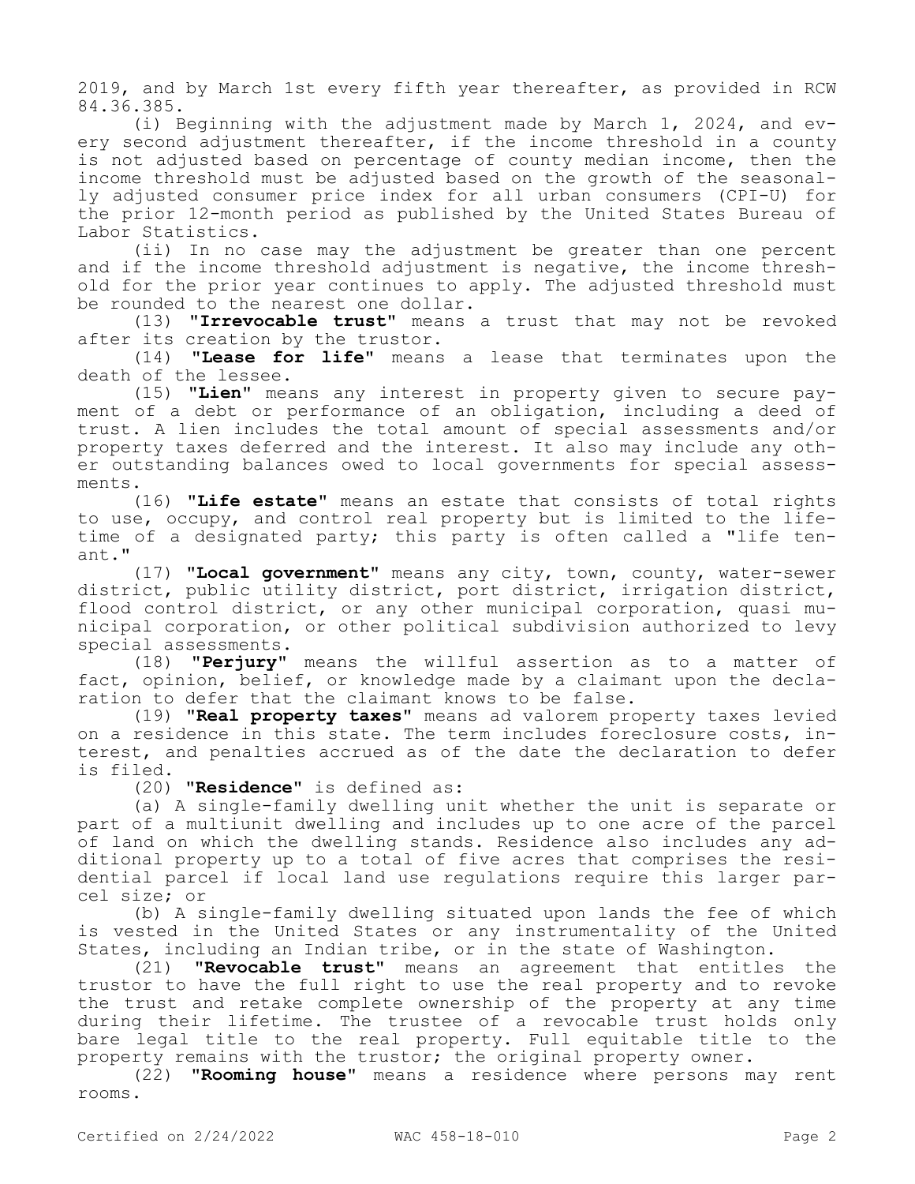2019, and by March 1st every fifth year thereafter, as provided in RCW 84.36.385.

(i) Beginning with the adjustment made by March 1, 2024, and every second adjustment thereafter, if the income threshold in a county is not adjusted based on percentage of county median income, then the income threshold must be adjusted based on the growth of the seasonally adjusted consumer price index for all urban consumers (CPI-U) for the prior 12-month period as published by the United States Bureau of Labor Statistics.

(ii) In no case may the adjustment be greater than one percent and if the income threshold adjustment is negative, the income threshold for the prior year continues to apply. The adjusted threshold must be rounded to the nearest one dollar.

(13) "**Irrevocable trust**" means a trust that may not be revoked after its creation by the trustor.

(14) "**Lease for life**" means a lease that terminates upon the death of the lessee.

(15) "**Lien**" means any interest in property given to secure payment of a debt or performance of an obligation, including a deed of trust. A lien includes the total amount of special assessments and/or property taxes deferred and the interest. It also may include any other outstanding balances owed to local governments for special assessments.

(16) "**Life estate**" means an estate that consists of total rights to use, occupy, and control real property but is limited to the lifetime of a designated party; this party is often called a "life tenant."

(17) "**Local government**" means any city, town, county, water-sewer district, public utility district, port district, irrigation district, flood control district, or any other municipal corporation, quasi municipal corporation, or other political subdivision authorized to levy special assessments.

(18) "**Perjury**" means the willful assertion as to a matter of fact, opinion, belief, or knowledge made by a claimant upon the declaration to defer that the claimant knows to be false.

(19) "**Real property taxes**" means ad valorem property taxes levied on a residence in this state. The term includes foreclosure costs, interest, and penalties accrued as of the date the declaration to defer is filed.

(20) "**Residence**" is defined as:

(a) A single-family dwelling unit whether the unit is separate or part of a multiunit dwelling and includes up to one acre of the parcel of land on which the dwelling stands. Residence also includes any additional property up to a total of five acres that comprises the residential parcel if local land use regulations require this larger parcel size; or

(b) A single-family dwelling situated upon lands the fee of which is vested in the United States or any instrumentality of the United States, including an Indian tribe, or in the state of Washington.

(21) "**Revocable trust**" means an agreement that entitles the trustor to have the full right to use the real property and to revoke the trust and retake complete ownership of the property at any time during their lifetime. The trustee of a revocable trust holds only bare legal title to the real property. Full equitable title to the property remains with the trustor; the original property owner.

(22) "**Rooming house**" means a residence where persons may rent rooms.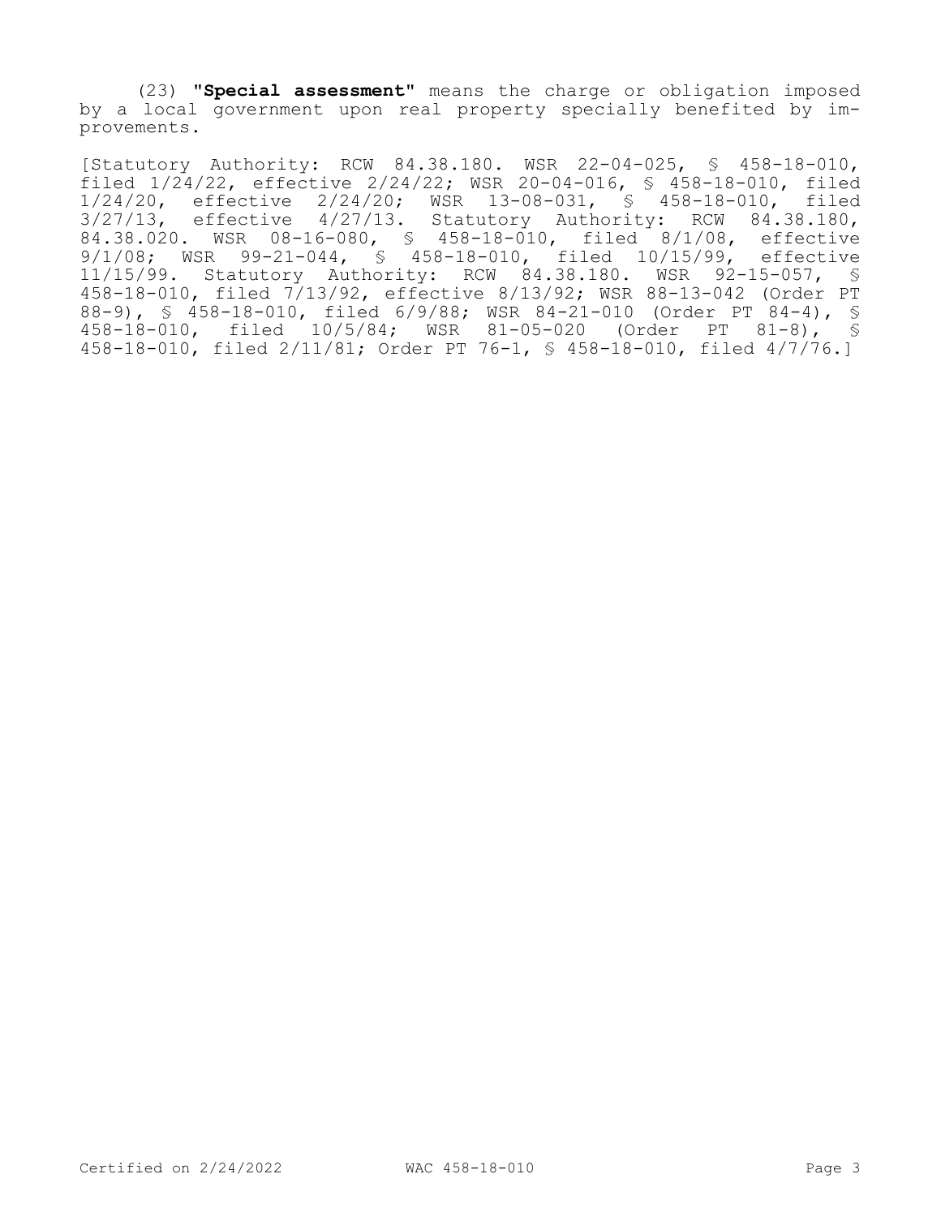(23) **"Special assessment"** means the charge or obligation imposed by a local government upon real property specially benefited by improvements.

[Statutory Authority: RCW 84.38.180. WSR 22-04-025, § 458-18-010, filed 1/24/22, effective 2/24/22; WSR 20-04-016, § 458-18-010, filed 1/24/20, effective 2/24/20; WSR 13-08-031, § 458-18-010, filed 3/27/13, effective 4/27/13. Statutory Authority: RCW 84.38.180, 84.38.020. WSR 08-16-080, § 458-18-010, filed 8/1/08, effective 9/1/08; WSR 99-21-044, § 458-18-010, filed 10/15/99, effective 11/15/99. Statutory Authority: RCW 84.38.180. WSR 92-15-057, § 458-18-010, filed 7/13/92, effective 8/13/92; WSR 88-13-042 (Order PT 88-9), § 458-18-010, filed 6/9/88; WSR 84-21-010 (Order PT 84-4), § 458-18-010, filed 10/5/84; WSR 81-05-020 (Order PT 81-8), § 458-18-010, filed 2/11/81; Order PT 76-1, § 458-18-010, filed 4/7/76.]